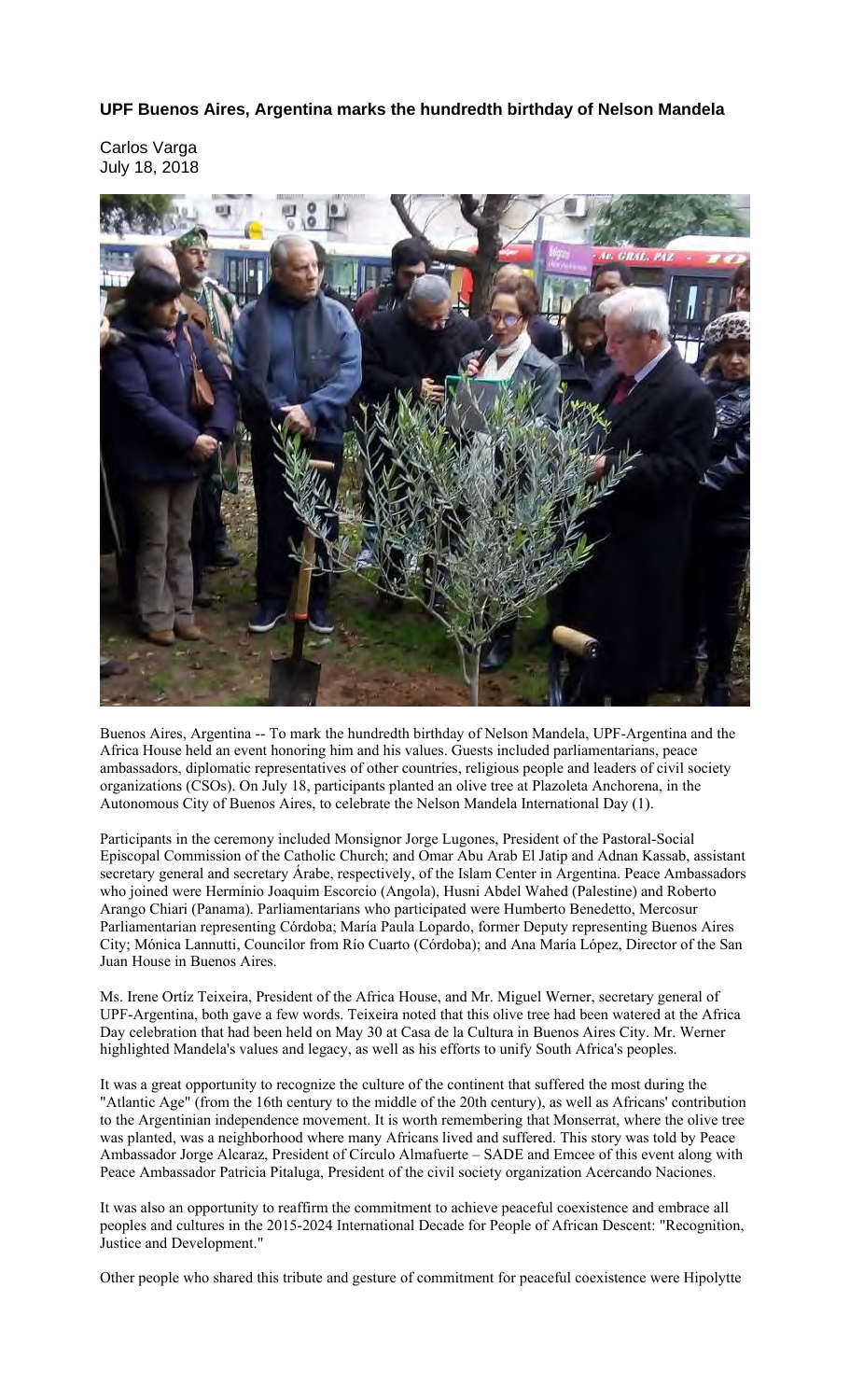**UPF Buenos Aires, Argentina marks the hundredth birthday of Nelson Mandela**

Carlos Varga
July 18, 2018

Buenos Aires, Argentina -- To mark the hundredth birthday of Nelson Mandela, UPF-Argentina and the Africa House held an event honoring him and his values. Guests included parliamentarians, peace ambassadors, diplomatic representatives of other countries, religious people and leaders of civil society organizations (CSOs). On July 18, participants planted an olive tree at Plazoleta Anchorena, in the Autonomous City of Buenos Aires, to celebrate the Nelson Mandela International Day (1).

Participants in the ceremony included Monsignor Jorge Lugones, President of the Pastoral-Social Episcopal Commission of the Catholic Church; and Omar Abu Arab El Jatip and Adnan Kassab, assistant secretary general and secretary Árabe, respectively, of the Islam Center in Argentina. Peace Ambassadors who joined were Hermínio Joaquim Escorcio (Angola), Husni Abdel Wahed (Palestine) and Roberto Arango Chiari (Panama). Parliamentarians who participated were Humberto Benedetto, Mercosur Parliamentarian representing Córdoba; María Paula Lopardo, former Deputy representing Buenos Aires City; Mónica Lannutti, Councilor from Río Cuarto (Córdoba); and Ana María López, Director of the San Juan House in Buenos Aires.

Ms. Irene Ortíz Teixeira, President of the Africa House, and Mr. Miguel Werner, secretary general of UPF-Argentina, both gave a few words. Teixeira noted that this olive tree had been watered at the Africa Day celebration that had been held on May 30 at Casa de la Cultura in Buenos Aires City. Mr. Werner highlighted Mandela's values and legacy, as well as his efforts to unify South Africa's peoples.

It was a great opportunity to recognize the culture of the continent that suffered the most during the "Atlantic Age" (from the 16th century to the middle of the 20th century), as well as Africans' contribution to the Argentinian independence movement. It is worth remembering that Monserrat, where the olive tree was planted, was a neighborhood where many Africans lived and suffered. This story was told by Peace Ambassador Jorge Alcaraz, President of Círculo Almafuerte – SADE and Emcee of this event along with Peace Ambassador Patricia Pitaluga, President of the civil society organization Acercando Naciones.

It was also an opportunity to reaffirm the commitment to achieve peaceful coexistence and embrace all peoples and cultures in the 2015-2024 International Decade for People of African Descent: "Recognition, Justice and Development."

Other people who shared this tribute and gesture of commitment for peaceful coexistence were Hipolytte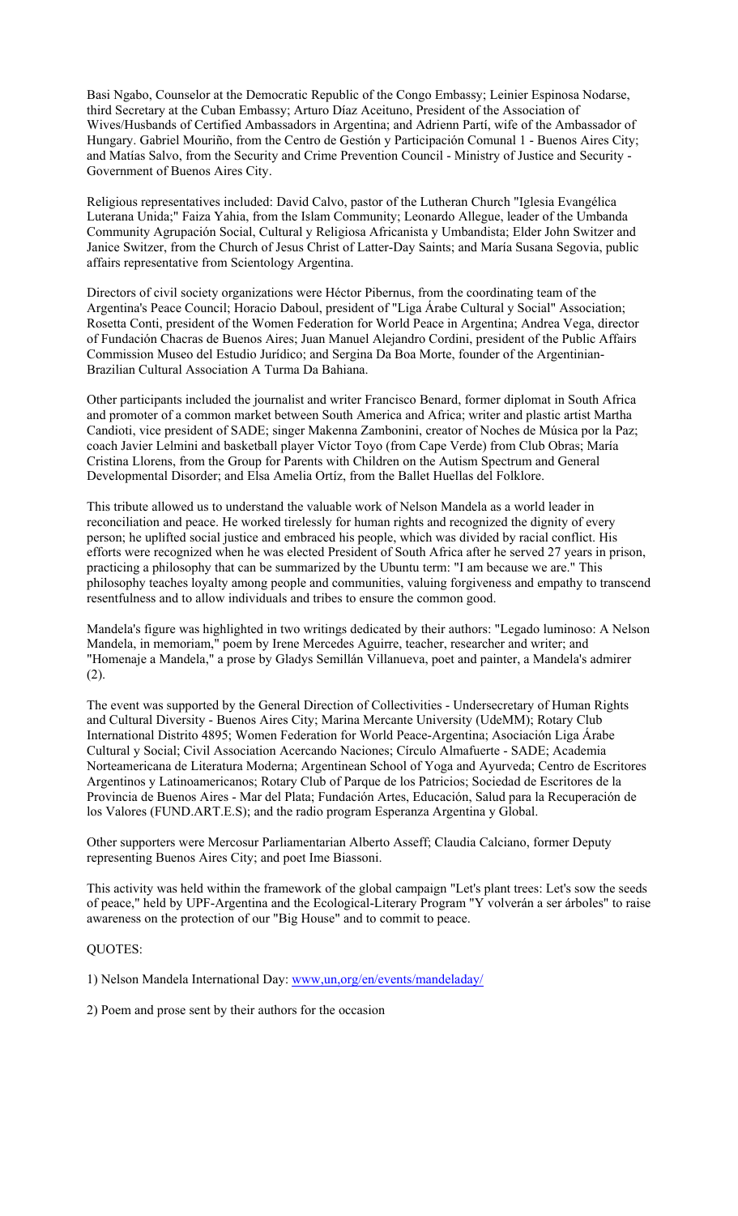Basi Ngabo, Counselor at the Democratic Republic of the Congo Embassy; Leinier Espinosa Nodarse, third Secretary at the Cuban Embassy; Arturo Díaz Aceituno, President of the Association of Wives/Husbands of Certified Ambassadors in Argentina; and Adrienn Partí, wife of the Ambassador of Hungary. Gabriel Mouriño, from the Centro de Gestión y Participación Comunal 1 - Buenos Aires City; and Matías Salvo, from the Security and Crime Prevention Council - Ministry of Justice and Security - Government of Buenos Aires City.

Religious representatives included: David Calvo, pastor of the Lutheran Church "Iglesia Evangélica Luterana Unida;" Faiza Yahia, from the Islam Community; Leonardo Allegue, leader of the Umbanda Community Agrupación Social, Cultural y Religiosa Africanista y Umbandista; Elder John Switzer and Janice Switzer, from the Church of Jesus Christ of Latter-Day Saints; and María Susana Segovia, public affairs representative from Scientology Argentina.

Directors of civil society organizations were Héctor Pibernus, from the coordinating team of the Argentina's Peace Council; Horacio Daboul, president of "Liga Árabe Cultural y Social" Association; Rosetta Conti, president of the Women Federation for World Peace in Argentina; Andrea Vega, director of Fundación Chacras de Buenos Aires; Juan Manuel Alejandro Cordini, president of the Public Affairs Commission Museo del Estudio Jurídico; and Sergina Da Boa Morte, founder of the Argentinian-Brazilian Cultural Association A Turma Da Bahiana.

Other participants included the journalist and writer Francisco Benard, former diplomat in South Africa and promoter of a common market between South America and Africa; writer and plastic artist Martha Candioti, vice president of SADE; singer Makenna Zambonini, creator of Noches de Música por la Paz; coach Javier Lelmini and basketball player Víctor Toyo (from Cape Verde) from Club Obras; María Cristina Llorens, from the Group for Parents with Children on the Autism Spectrum and General Developmental Disorder; and Elsa Amelia Ortíz, from the Ballet Huellas del Folklore.

This tribute allowed us to understand the valuable work of Nelson Mandela as a world leader in reconciliation and peace. He worked tirelessly for human rights and recognized the dignity of every person; he uplifted social justice and embraced his people, which was divided by racial conflict. His efforts were recognized when he was elected President of South Africa after he served 27 years in prison, practicing a philosophy that can be summarized by the Ubuntu term: "I am because we are." This philosophy teaches loyalty among people and communities, valuing forgiveness and empathy to transcend resentfulness and to allow individuals and tribes to ensure the common good.

Mandela's figure was highlighted in two writings dedicated by their authors: "Legado luminoso: A Nelson Mandela, in memoriam," poem by Irene Mercedes Aguirre, teacher, researcher and writer; and "Homenaje a Mandela," a prose by Gladys Semillán Villanueva, poet and painter, a Mandela's admirer (2).

The event was supported by the General Direction of Collectivities - Undersecretary of Human Rights and Cultural Diversity - Buenos Aires City; Marina Mercante University (UdeMM); Rotary Club International Distrito 4895; Women Federation for World Peace-Argentina; Asociación Liga Árabe Cultural y Social; Civil Association Acercando Naciones; Círculo Almafuerte - SADE; Academia Norteamericana de Literatura Moderna; Argentinean School of Yoga and Ayurveda; Centro de Escritores Argentinos y Latinoamericanos; Rotary Club of Parque de los Patricios; Sociedad de Escritores de la Provincia de Buenos Aires - Mar del Plata; Fundación Artes, Educación, Salud para la Recuperación de los Valores (FUND.ART.E.S); and the radio program Esperanza Argentina y Global.

Other supporters were Mercosur Parliamentarian Alberto Asseff; Claudia Calciano, former Deputy representing Buenos Aires City; and poet Ime Biassoni.

This activity was held within the framework of the global campaign "Let's plant trees: Let's sow the seeds of peace," held by UPF-Argentina and the Ecological-Literary Program "Y volverán a ser árboles" to raise awareness on the protection of our "Big House" and to commit to peace.

QUOTES:

1) Nelson Mandela International Day: www,un,org/en/events/mandeladay/

2) Poem and prose sent by their authors for the occasion